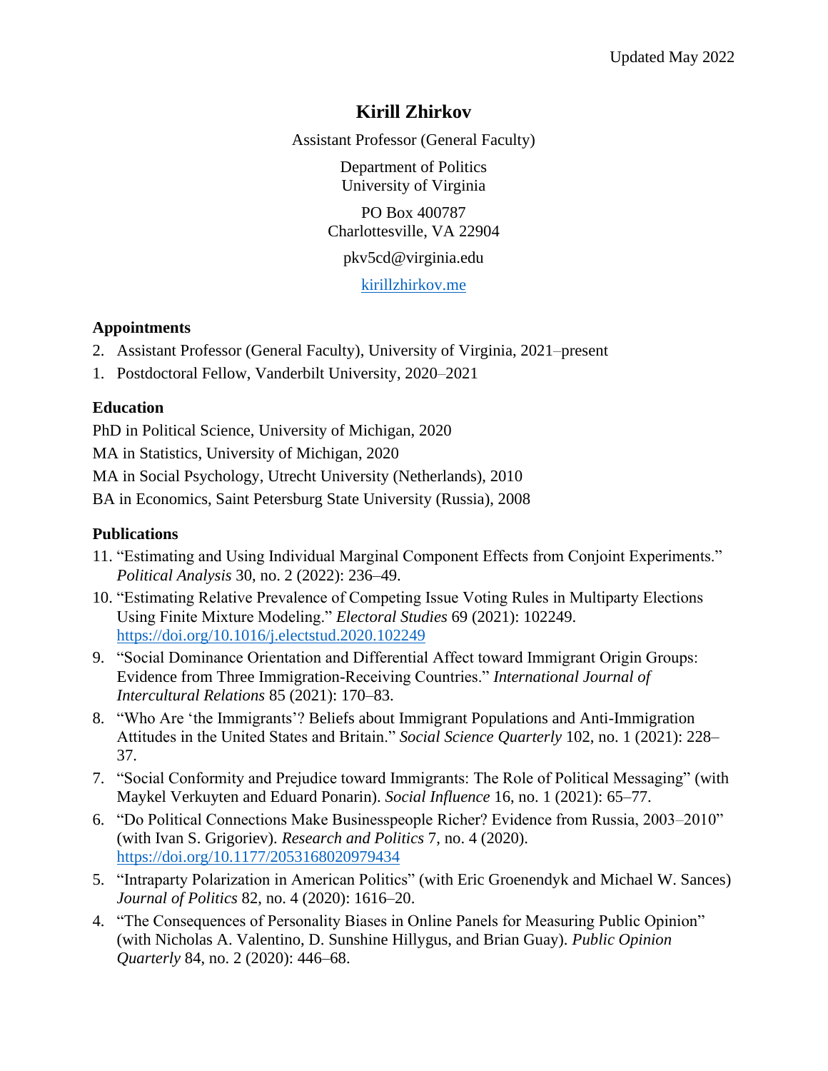Updated May 2022

# Kirill Zhirkov

Assistant Professor (General Faculty)

Department of Politics
University of Virginia

PO Box 400787
Charlottesville, VA 22904

pkv5cd@virginia.edu

[kirillzhirkov.me](kirillzhirkov.me)

## Appointments

2. Assistant Professor (General Faculty), University of Virginia, 2021–present
1. Postdoctoral Fellow, Vanderbilt University, 2020–2021

## Education

PhD in Political Science, University of Michigan, 2020

MA in Statistics, University of Michigan, 2020

MA in Social Psychology, Utrecht University (Netherlands), 2010

BA in Economics, Saint Petersburg State University (Russia), 2008

## Publications

11. "Estimating and Using Individual Marginal Component Effects from Conjoint Experiments." *Political Analysis* 30, no. 2 (2022): 236–49.
10. "Estimating Relative Prevalence of Competing Issue Voting Rules in Multiparty Elections Using Finite Mixture Modeling." *Electoral Studies* 69 (2021): 102249. https://doi.org/10.1016/j.electstud.2020.102249
9. "Social Dominance Orientation and Differential Affect toward Immigrant Origin Groups: Evidence from Three Immigration-Receiving Countries." *International Journal of Intercultural Relations* 85 (2021): 170–83.
8. "Who Are 'the Immigrants'? Beliefs about Immigrant Populations and Anti-Immigration Attitudes in the United States and Britain." *Social Science Quarterly* 102, no. 1 (2021): 228–37.
7. "Social Conformity and Prejudice toward Immigrants: The Role of Political Messaging" (with Maykel Verkuyten and Eduard Ponarin). *Social Influence* 16, no. 1 (2021): 65–77.
6. "Do Political Connections Make Businesspeople Richer? Evidence from Russia, 2003–2010" (with Ivan S. Grigoriev). *Research and Politics* 7, no. 4 (2020). https://doi.org/10.1177/2053168020979434
5. "Intraparty Polarization in American Politics" (with Eric Groenendyk and Michael W. Sances) *Journal of Politics* 82, no. 4 (2020): 1616–20.
4. "The Consequences of Personality Biases in Online Panels for Measuring Public Opinion" (with Nicholas A. Valentino, D. Sunshine Hillygus, and Brian Guay). *Public Opinion Quarterly* 84, no. 2 (2020): 446–68.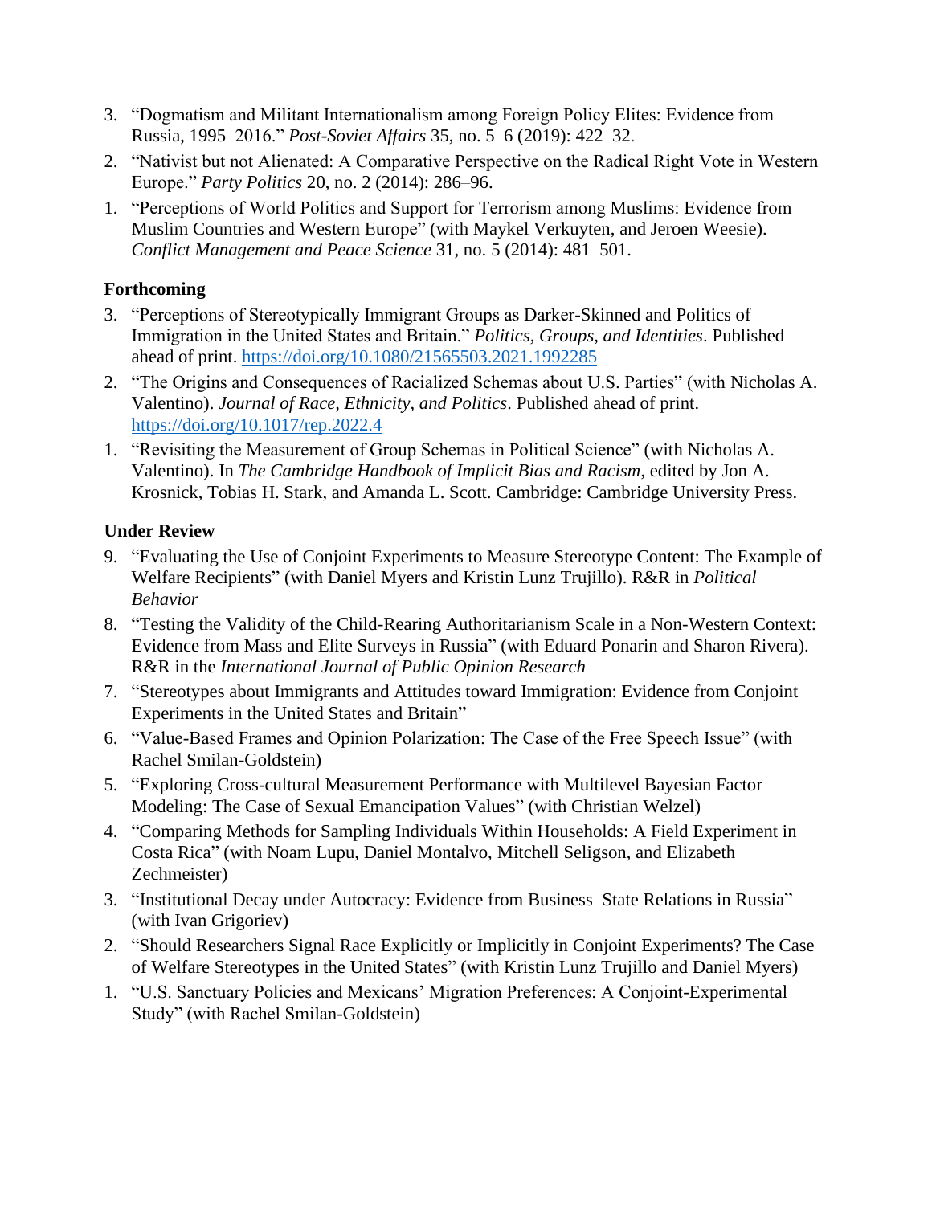3. "Dogmatism and Militant Internationalism among Foreign Policy Elites: Evidence from Russia, 1995–2016." *Post-Soviet Affairs* 35, no. 5–6 (2019): 422–32.
2. "Nativist but not Alienated: A Comparative Perspective on the Radical Right Vote in Western Europe." *Party Politics* 20, no. 2 (2014): 286–96.
1. "Perceptions of World Politics and Support for Terrorism among Muslims: Evidence from Muslim Countries and Western Europe" (with Maykel Verkuyten, and Jeroen Weesie). *Conflict Management and Peace Science* 31, no. 5 (2014): 481–501.

**Forthcoming**

3. "Perceptions of Stereotypically Immigrant Groups as Darker-Skinned and Politics of Immigration in the United States and Britain." *Politics, Groups, and Identities*. Published ahead of print. https://doi.org/10.1080/21565503.2021.1992285
2. "The Origins and Consequences of Racialized Schemas about U.S. Parties" (with Nicholas A. Valentino). *Journal of Race, Ethnicity, and Politics*. Published ahead of print. https://doi.org/10.1017/rep.2022.4
1. "Revisiting the Measurement of Group Schemas in Political Science" (with Nicholas A. Valentino). In *The Cambridge Handbook of Implicit Bias and Racism*, edited by Jon A. Krosnick, Tobias H. Stark, and Amanda L. Scott. Cambridge: Cambridge University Press.

**Under Review**

9. "Evaluating the Use of Conjoint Experiments to Measure Stereotype Content: The Example of Welfare Recipients" (with Daniel Myers and Kristin Lunz Trujillo). R&R in *Political Behavior*
8. "Testing the Validity of the Child-Rearing Authoritarianism Scale in a Non-Western Context: Evidence from Mass and Elite Surveys in Russia" (with Eduard Ponarin and Sharon Rivera). R&R in the *International Journal of Public Opinion Research*
7. "Stereotypes about Immigrants and Attitudes toward Immigration: Evidence from Conjoint Experiments in the United States and Britain"
6. "Value-Based Frames and Opinion Polarization: The Case of the Free Speech Issue" (with Rachel Smilan-Goldstein)
5. "Exploring Cross-cultural Measurement Performance with Multilevel Bayesian Factor Modeling: The Case of Sexual Emancipation Values" (with Christian Welzel)
4. "Comparing Methods for Sampling Individuals Within Households: A Field Experiment in Costa Rica" (with Noam Lupu, Daniel Montalvo, Mitchell Seligson, and Elizabeth Zechmeister)
3. "Institutional Decay under Autocracy: Evidence from Business–State Relations in Russia" (with Ivan Grigoriev)
2. "Should Researchers Signal Race Explicitly or Implicitly in Conjoint Experiments? The Case of Welfare Stereotypes in the United States" (with Kristin Lunz Trujillo and Daniel Myers)
1. "U.S. Sanctuary Policies and Mexicans' Migration Preferences: A Conjoint-Experimental Study" (with Rachel Smilan-Goldstein)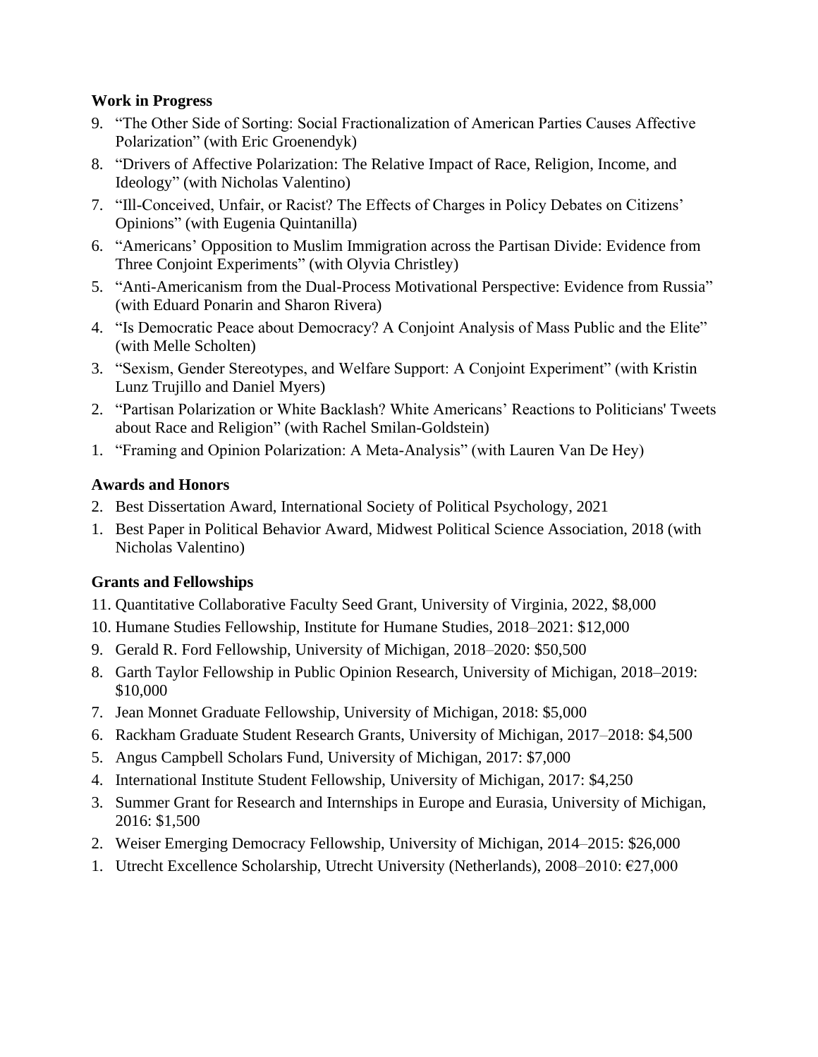### Work in Progress

9. "The Other Side of Sorting: Social Fractionalization of American Parties Causes Affective Polarization" (with Eric Groenendyk)
8. "Drivers of Affective Polarization: The Relative Impact of Race, Religion, Income, and Ideology" (with Nicholas Valentino)
7. "Ill-Conceived, Unfair, or Racist? The Effects of Charges in Policy Debates on Citizens' Opinions" (with Eugenia Quintanilla)
6. "Americans' Opposition to Muslim Immigration across the Partisan Divide: Evidence from Three Conjoint Experiments" (with Olyvia Christley)
5. "Anti-Americanism from the Dual-Process Motivational Perspective: Evidence from Russia" (with Eduard Ponarin and Sharon Rivera)
4. "Is Democratic Peace about Democracy? A Conjoint Analysis of Mass Public and the Elite" (with Melle Scholten)
3. "Sexism, Gender Stereotypes, and Welfare Support: A Conjoint Experiment" (with Kristin Lunz Trujillo and Daniel Myers)
2. "Partisan Polarization or White Backlash? White Americans' Reactions to Politicians' Tweets about Race and Religion" (with Rachel Smilan-Goldstein)
1. "Framing and Opinion Polarization: A Meta-Analysis" (with Lauren Van De Hey)

### Awards and Honors

2. Best Dissertation Award, International Society of Political Psychology, 2021
1. Best Paper in Political Behavior Award, Midwest Political Science Association, 2018 (with Nicholas Valentino)

### Grants and Fellowships

11. Quantitative Collaborative Faculty Seed Grant, University of Virginia, 2022, $8,000
10. Humane Studies Fellowship, Institute for Humane Studies, 2018–2021: $12,000
9. Gerald R. Ford Fellowship, University of Michigan, 2018–2020: $50,500
8. Garth Taylor Fellowship in Public Opinion Research, University of Michigan, 2018–2019: $10,000
7. Jean Monnet Graduate Fellowship, University of Michigan, 2018: $5,000
6. Rackham Graduate Student Research Grants, University of Michigan, 2017–2018: $4,500
5. Angus Campbell Scholars Fund, University of Michigan, 2017: $7,000
4. International Institute Student Fellowship, University of Michigan, 2017: $4,250
3. Summer Grant for Research and Internships in Europe and Eurasia, University of Michigan, 2016: $1,500
2. Weiser Emerging Democracy Fellowship, University of Michigan, 2014–2015: $26,000
1. Utrecht Excellence Scholarship, Utrecht University (Netherlands), 2008–2010: €27,000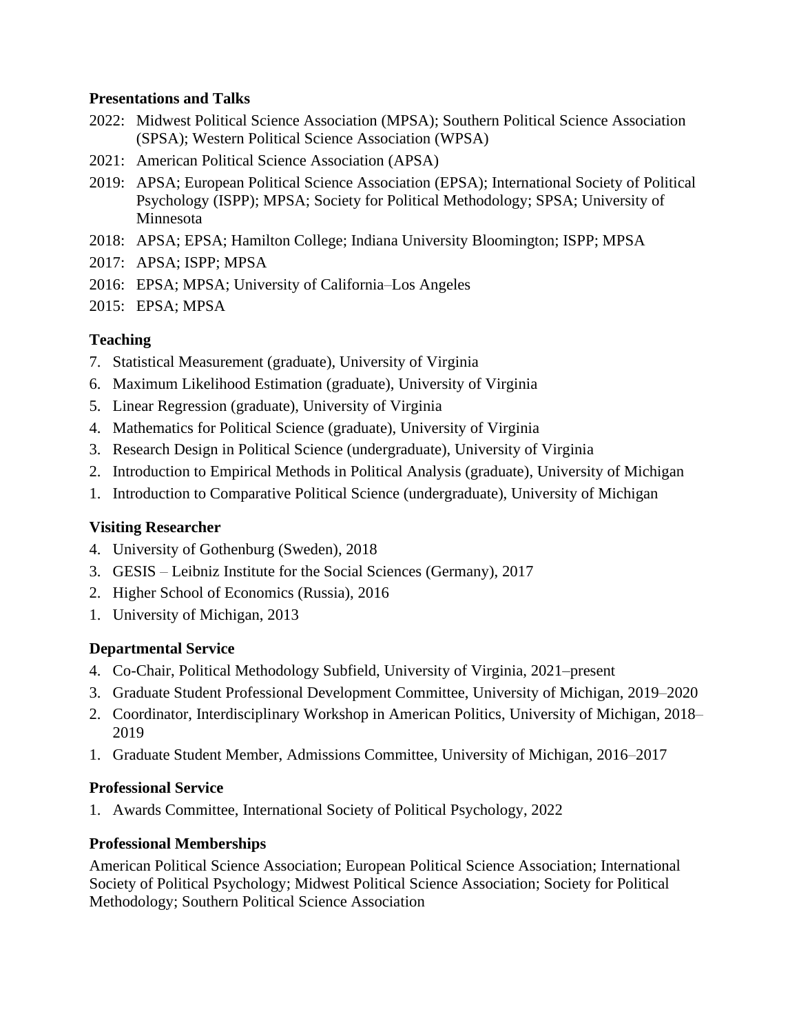**Presentations and Talks**

2022: Midwest Political Science Association (MPSA); Southern Political Science Association (SPSA); Western Political Science Association (WPSA)

2021: American Political Science Association (APSA)

2019: APSA; European Political Science Association (EPSA); International Society of Political Psychology (ISPP); MPSA; Society for Political Methodology; SPSA; University of Minnesota

2018: APSA; EPSA; Hamilton College; Indiana University Bloomington; ISPP; MPSA

2017: APSA; ISPP; MPSA

2016: EPSA; MPSA; University of California–Los Angeles

2015: EPSA; MPSA

**Teaching**

7. Statistical Measurement (graduate), University of Virginia
6. Maximum Likelihood Estimation (graduate), University of Virginia
5. Linear Regression (graduate), University of Virginia
4. Mathematics for Political Science (graduate), University of Virginia
3. Research Design in Political Science (undergraduate), University of Virginia
2. Introduction to Empirical Methods in Political Analysis (graduate), University of Michigan
1. Introduction to Comparative Political Science (undergraduate), University of Michigan

**Visiting Researcher**

4. University of Gothenburg (Sweden), 2018
3. GESIS – Leibniz Institute for the Social Sciences (Germany), 2017
2. Higher School of Economics (Russia), 2016
1. University of Michigan, 2013

**Departmental Service**

4. Co-Chair, Political Methodology Subfield, University of Virginia, 2021–present
3. Graduate Student Professional Development Committee, University of Michigan, 2019–2020
2. Coordinator, Interdisciplinary Workshop in American Politics, University of Michigan, 2018–2019
1. Graduate Student Member, Admissions Committee, University of Michigan, 2016–2017

**Professional Service**

1. Awards Committee, International Society of Political Psychology, 2022

**Professional Memberships**

American Political Science Association; European Political Science Association; International Society of Political Psychology; Midwest Political Science Association; Society for Political Methodology; Southern Political Science Association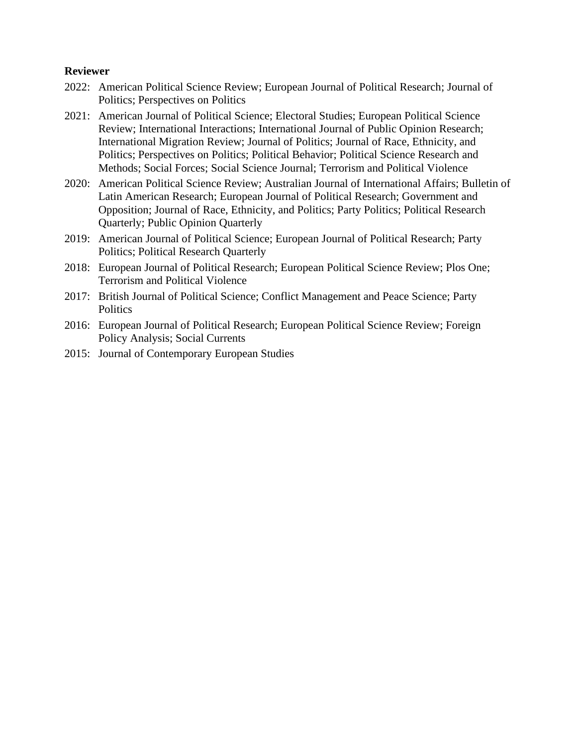**Reviewer**

2022: American Political Science Review; European Journal of Political Research; Journal of Politics; Perspectives on Politics

2021: American Journal of Political Science; Electoral Studies; European Political Science Review; International Interactions; International Journal of Public Opinion Research; International Migration Review; Journal of Politics; Journal of Race, Ethnicity, and Politics; Perspectives on Politics; Political Behavior; Political Science Research and Methods; Social Forces; Social Science Journal; Terrorism and Political Violence

2020: American Political Science Review; Australian Journal of International Affairs; Bulletin of Latin American Research; European Journal of Political Research; Government and Opposition; Journal of Race, Ethnicity, and Politics; Party Politics; Political Research Quarterly; Public Opinion Quarterly

2019: American Journal of Political Science; European Journal of Political Research; Party Politics; Political Research Quarterly

2018: European Journal of Political Research; European Political Science Review; Plos One; Terrorism and Political Violence

2017: British Journal of Political Science; Conflict Management and Peace Science; Party Politics

2016: European Journal of Political Research; European Political Science Review; Foreign Policy Analysis; Social Currents

2015: Journal of Contemporary European Studies